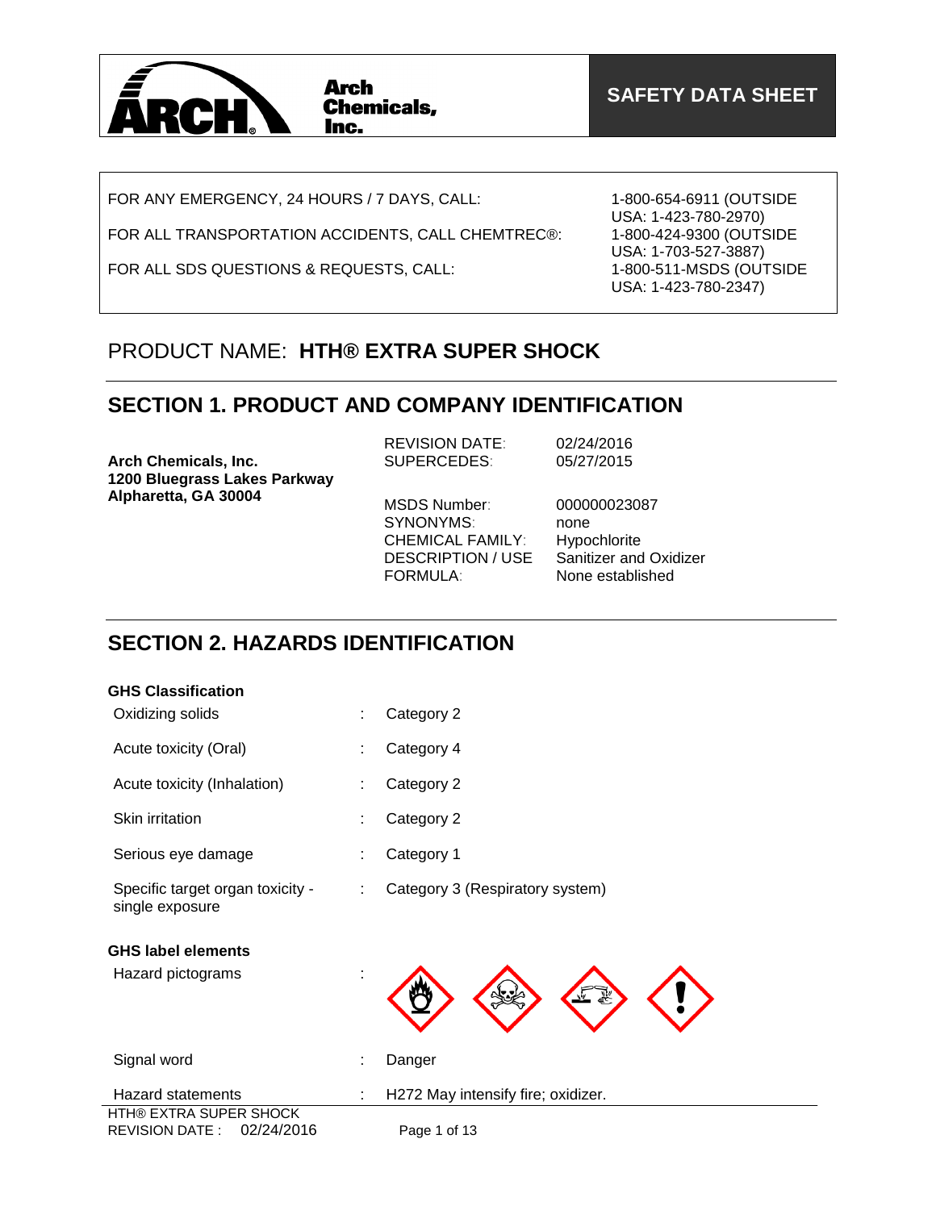Arch Chemicals, Inc.

**SAFETY DATA SHEET**

| | |
|---|---|
| FOR ANY EMERGENCY, 24 HOURS / 7 DAYS, CALL: | 1-800-654-6911 (OUTSIDE USA: 1-423-780-2970) |
| FOR ALL TRANSPORTATION ACCIDENTS, CALL CHEMTREC®: | 1-800-424-9300 (OUTSIDE USA: 1-703-527-3887) |
| FOR ALL SDS QUESTIONS & REQUESTS, CALL: | 1-800-511-MSDS (OUTSIDE USA: 1-423-780-2347) |

# PRODUCT NAME: **HTH® EXTRA SUPER SHOCK**

## SECTION 1. PRODUCT AND COMPANY IDENTIFICATION

**Arch Chemicals, Inc.**
**1200 Bluegrass Lakes Parkway**
**Alpharetta, GA 30004**

| | |
|---|---|
| REVISION DATE: | 02/24/2016 |
| SUPERCEDES: | 05/27/2015 |
| MSDS Number: | 000000023087 |
| SYNONYMS: | none |
| CHEMICAL FAMILY: | Hypochlorite |
| DESCRIPTION / USE | Sanitizer and Oxidizer |
| FORMULA: | None established |

## SECTION 2. HAZARDS IDENTIFICATION

**GHS Classification**

| | | |
|---|---|---|
| Oxidizing solids | : | Category 2 |
| Acute toxicity (Oral) | : | Category 4 |
| Acute toxicity (Inhalation) | : | Category 2 |
| Skin irritation | : | Category 2 |
| Serious eye damage | : | Category 1 |
| Specific target organ toxicity - single exposure | : | Category 3 (Respiratory system) |

**GHS label elements**

Hazard pictograms :

Signal word : Danger

Hazard statements : H272 May intensify fire; oxidizer.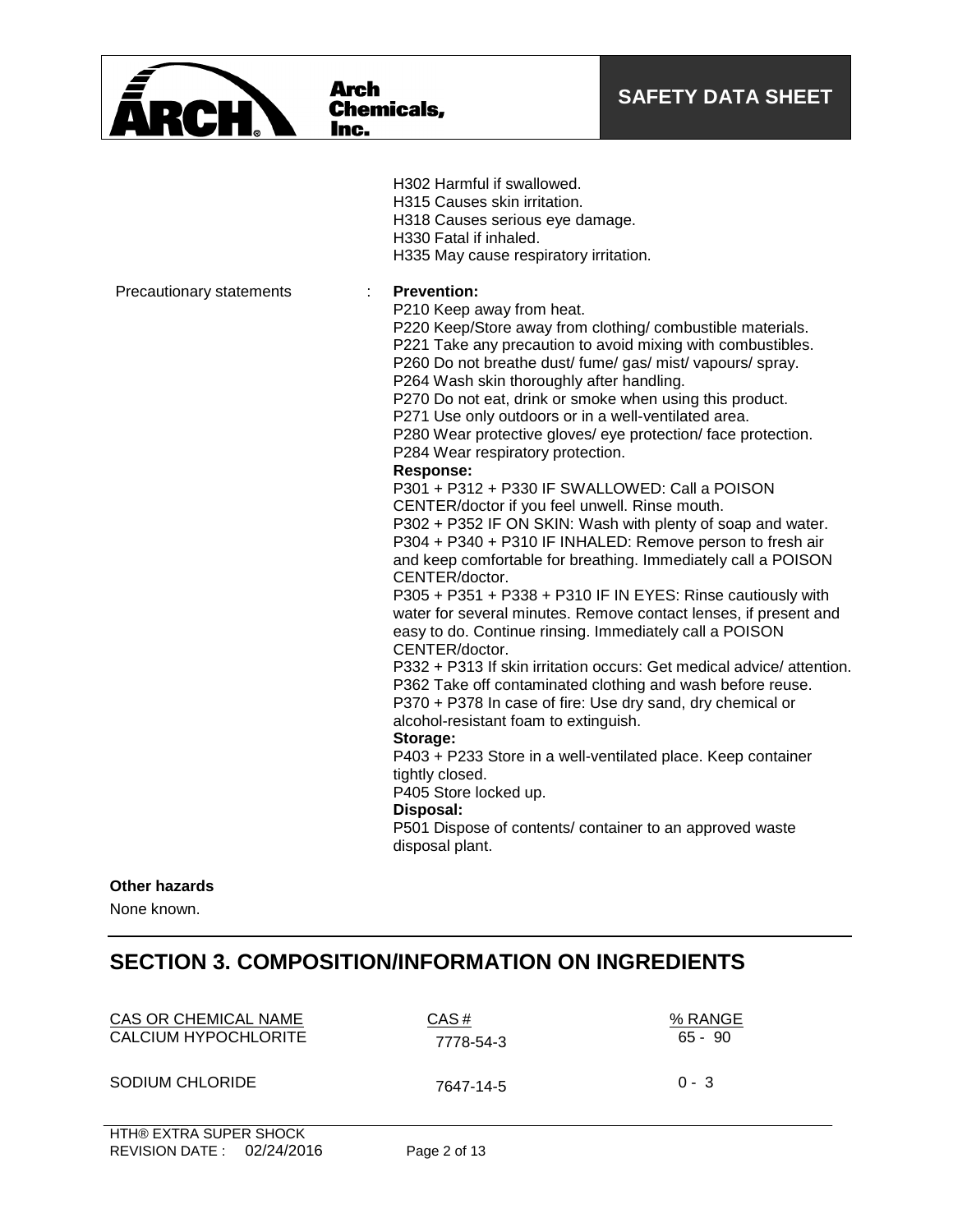H302 Harmful if swallowed.
H315 Causes skin irritation.
H318 Causes serious eye damage.
H330 Fatal if inhaled.
H335 May cause respiratory irritation.

Precautionary statements :

**Prevention:**
P210 Keep away from heat.
P220 Keep/Store away from clothing/ combustible materials.
P221 Take any precaution to avoid mixing with combustibles.
P260 Do not breathe dust/ fume/ gas/ mist/ vapours/ spray.
P264 Wash skin thoroughly after handling.
P270 Do not eat, drink or smoke when using this product.
P271 Use only outdoors or in a well-ventilated area.
P280 Wear protective gloves/ eye protection/ face protection.
P284 Wear respiratory protection.

**Response:**
P301 + P312 + P330 IF SWALLOWED: Call a POISON CENTER/doctor if you feel unwell. Rinse mouth.
P302 + P352 IF ON SKIN: Wash with plenty of soap and water.
P304 + P340 + P310 IF INHALED: Remove person to fresh air and keep comfortable for breathing. Immediately call a POISON CENTER/doctor.
P305 + P351 + P338 + P310 IF IN EYES: Rinse cautiously with water for several minutes. Remove contact lenses, if present and easy to do. Continue rinsing. Immediately call a POISON CENTER/doctor.
P332 + P313 If skin irritation occurs: Get medical advice/ attention.
P362 Take off contaminated clothing and wash before reuse.
P370 + P378 In case of fire: Use dry sand, dry chemical or alcohol-resistant foam to extinguish.

**Storage:**
P403 + P233 Store in a well-ventilated place. Keep container tightly closed.
P405 Store locked up.

**Disposal:**
P501 Dispose of contents/ container to an approved waste disposal plant.

**Other hazards**

None known.

## SECTION 3. COMPOSITION/INFORMATION ON INGREDIENTS

| CAS OR CHEMICAL NAME | CAS # | % RANGE |
|---|---|---|
| CALCIUM HYPOCHLORITE | 7778-54-3 | 65 - 90 |
| SODIUM CHLORIDE | 7647-14-5 | 0 - 3 |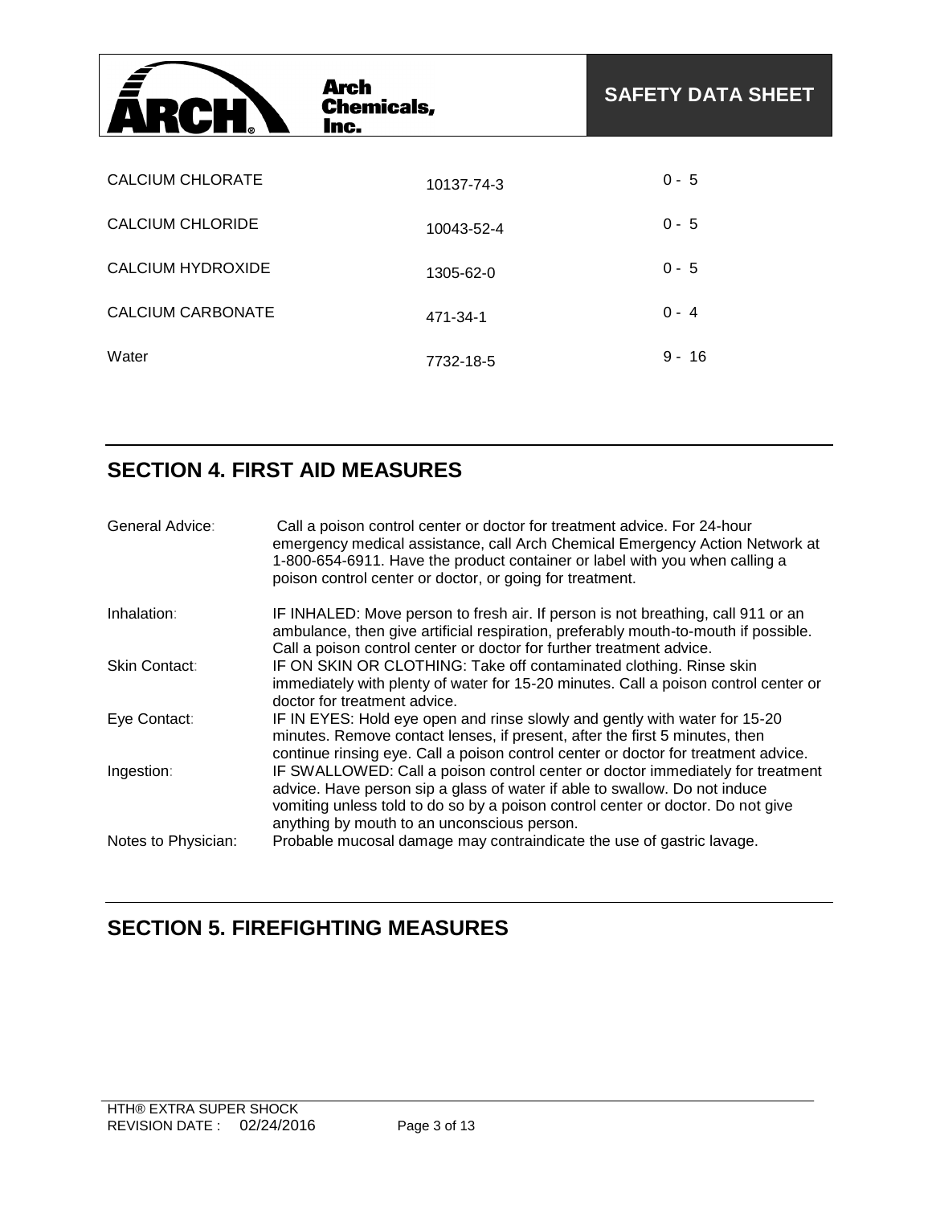| | | |
|---|---|---|
| CALCIUM CHLORATE | 10137-74-3 | 0 - 5 |
| CALCIUM CHLORIDE | 10043-52-4 | 0 - 5 |
| CALCIUM HYDROXIDE | 1305-62-0 | 0 - 5 |
| CALCIUM CARBONATE | 471-34-1 | 0 - 4 |
| Water | 7732-18-5 | 9 - 16 |

## SECTION 4. FIRST AID MEASURES

| | |
|---|---|
| General Advice: | Call a poison control center or doctor for treatment advice. For 24-hour emergency medical assistance, call Arch Chemical Emergency Action Network at 1-800-654-6911. Have the product container or label with you when calling a poison control center or doctor, or going for treatment. |
| Inhalation: | IF INHALED: Move person to fresh air. If person is not breathing, call 911 or an ambulance, then give artificial respiration, preferably mouth-to-mouth if possible. Call a poison control center or doctor for further treatment advice. |
| Skin Contact: | IF ON SKIN OR CLOTHING: Take off contaminated clothing. Rinse skin immediately with plenty of water for 15-20 minutes. Call a poison control center or doctor for treatment advice. |
| Eye Contact: | IF IN EYES: Hold eye open and rinse slowly and gently with water for 15-20 minutes. Remove contact lenses, if present, after the first 5 minutes, then continue rinsing eye. Call a poison control center or doctor for treatment advice. |
| Ingestion: | IF SWALLOWED: Call a poison control center or doctor immediately for treatment advice. Have person sip a glass of water if able to swallow. Do not induce vomiting unless told to do so by a poison control center or doctor. Do not give anything by mouth to an unconscious person. |
| Notes to Physician: | Probable mucosal damage may contraindicate the use of gastric lavage. |

## SECTION 5. FIREFIGHTING MEASURES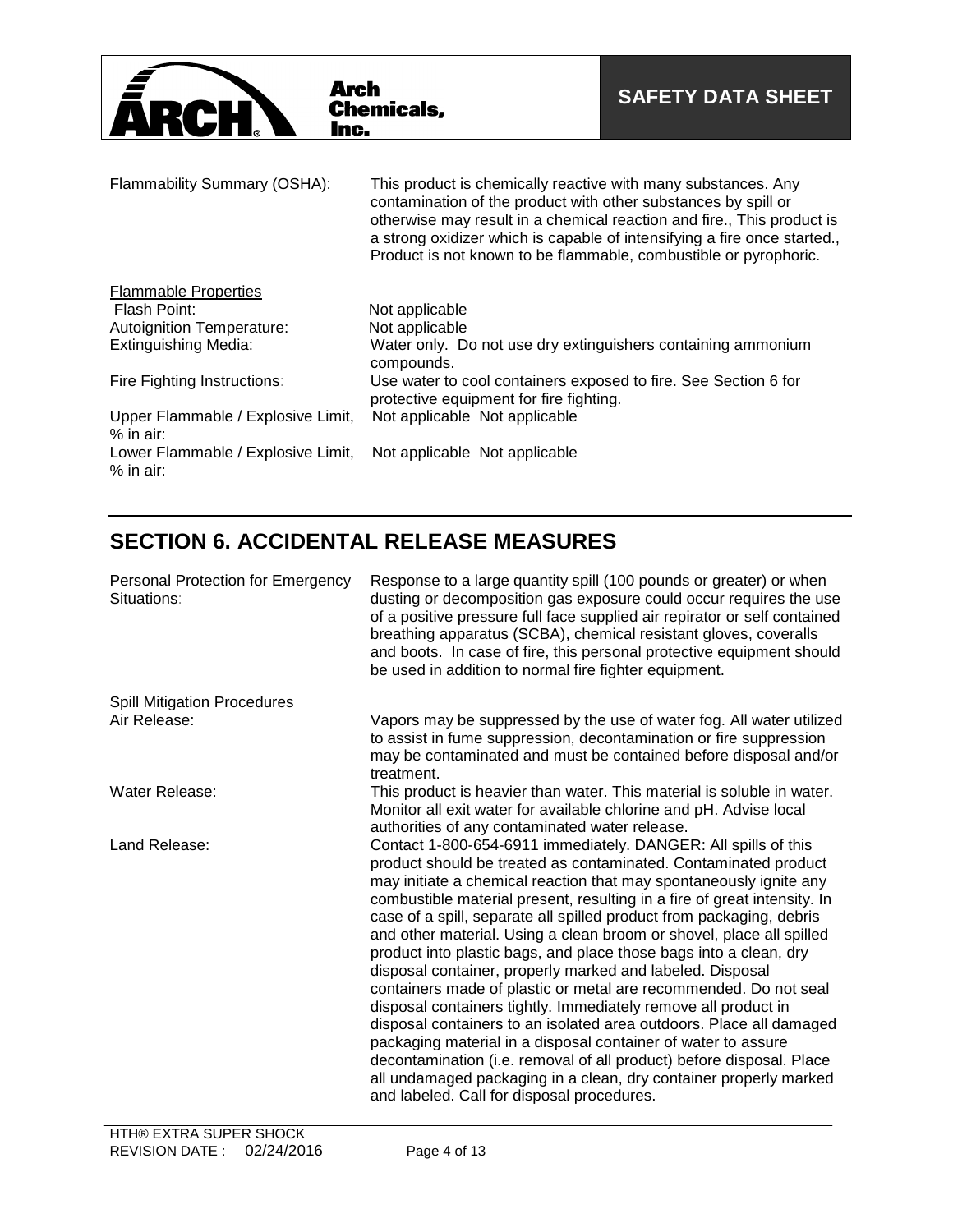| | |
|---|---|
| Flammability Summary (OSHA): | This product is chemically reactive with many substances. Any contamination of the product with other substances by spill or otherwise may result in a chemical reaction and fire., This product is a strong oxidizer which is capable of intensifying a fire once started., Product is not known to be flammable, combustible or pyrophoric. |

Flammable Properties

| | |
|---|---|
| Flash Point: | Not applicable |
| Autoignition Temperature: | Not applicable |
| Extinguishing Media: | Water only. Do not use dry extinguishers containing ammonium compounds. |
| Fire Fighting Instructions: | Use water to cool containers exposed to fire. See Section 6 for protective equipment for fire fighting. |
| Upper Flammable / Explosive Limit, % in air: | Not applicable Not applicable |
| Lower Flammable / Explosive Limit, % in air: | Not applicable Not applicable |

## SECTION 6. ACCIDENTAL RELEASE MEASURES

| | |
|---|---|
| Personal Protection for Emergency Situations: | Response to a large quantity spill (100 pounds or greater) or when dusting or decomposition gas exposure could occur requires the use of a positive pressure full face supplied air repirator or self contained breathing apparatus (SCBA), chemical resistant gloves, coveralls and boots. In case of fire, this personal protective equipment should be used in addition to normal fire fighter equipment. |

Spill Mitigation Procedures

| | |
|---|---|
| Air Release: | Vapors may be suppressed by the use of water fog. All water utilized to assist in fume suppression, decontamination or fire suppression may be contaminated and must be contained before disposal and/or treatment. |
| Water Release: | This product is heavier than water. This material is soluble in water. Monitor all exit water for available chlorine and pH. Advise local authorities of any contaminated water release. |
| Land Release: | Contact 1-800-654-6911 immediately. DANGER: All spills of this product should be treated as contaminated. Contaminated product may initiate a chemical reaction that may spontaneously ignite any combustible material present, resulting in a fire of great intensity. In case of a spill, separate all spilled product from packaging, debris and other material. Using a clean broom or shovel, place all spilled product into plastic bags, and place those bags into a clean, dry disposal container, properly marked and labeled. Disposal containers made of plastic or metal are recommended. Do not seal disposal containers tightly. Immediately remove all product in disposal containers to an isolated area outdoors. Place all damaged packaging material in a disposal container of water to assure decontamination (i.e. removal of all product) before disposal. Place all undamaged packaging in a clean, dry container properly marked and labeled. Call for disposal procedures. |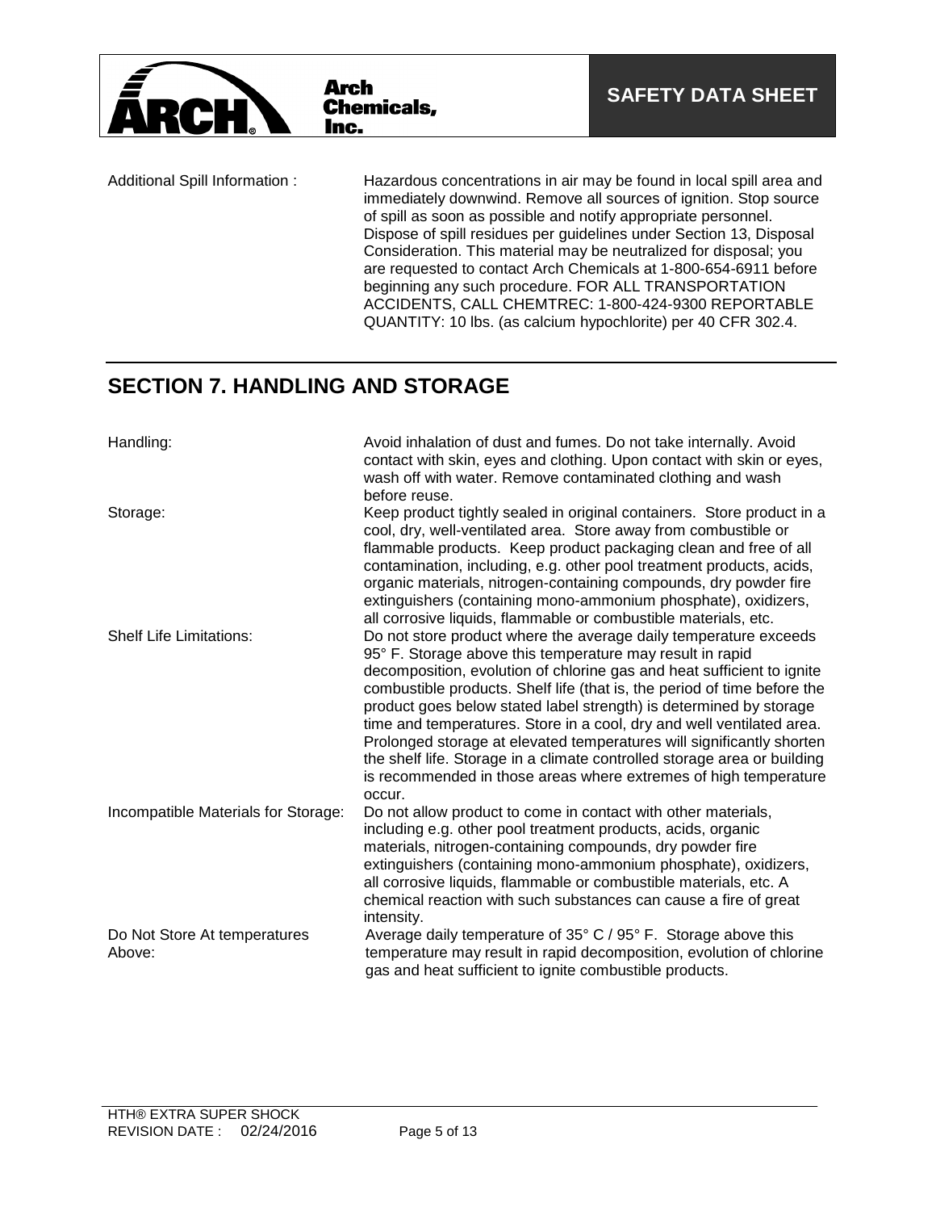Additional Spill Information : Hazardous concentrations in air may be found in local spill area and immediately downwind. Remove all sources of ignition. Stop source of spill as soon as possible and notify appropriate personnel. Dispose of spill residues per guidelines under Section 13, Disposal Consideration. This material may be neutralized for disposal; you are requested to contact Arch Chemicals at 1-800-654-6911 before beginning any such procedure. FOR ALL TRANSPORTATION ACCIDENTS, CALL CHEMTREC: 1-800-424-9300 REPORTABLE QUANTITY: 10 lbs. (as calcium hypochlorite) per 40 CFR 302.4.

## SECTION 7. HANDLING AND STORAGE

| | |
|---|---|
| Handling: | Avoid inhalation of dust and fumes. Do not take internally. Avoid contact with skin, eyes and clothing. Upon contact with skin or eyes, wash off with water. Remove contaminated clothing and wash before reuse. |
| Storage: | Keep product tightly sealed in original containers. Store product in a cool, dry, well-ventilated area. Store away from combustible or flammable products. Keep product packaging clean and free of all contamination, including, e.g. other pool treatment products, acids, organic materials, nitrogen-containing compounds, dry powder fire extinguishers (containing mono-ammonium phosphate), oxidizers, all corrosive liquids, flammable or combustible materials, etc. |
| Shelf Life Limitations: | Do not store product where the average daily temperature exceeds 95° F. Storage above this temperature may result in rapid decomposition, evolution of chlorine gas and heat sufficient to ignite combustible products. Shelf life (that is, the period of time before the product goes below stated label strength) is determined by storage time and temperatures. Store in a cool, dry and well ventilated area. Prolonged storage at elevated temperatures will significantly shorten the shelf life. Storage in a climate controlled storage area or building is recommended in those areas where extremes of high temperature occur. |
| Incompatible Materials for Storage: | Do not allow product to come in contact with other materials, including e.g. other pool treatment products, acids, organic materials, nitrogen-containing compounds, dry powder fire extinguishers (containing mono-ammonium phosphate), oxidizers, all corrosive liquids, flammable or combustible materials, etc. A chemical reaction with such substances can cause a fire of great intensity. |
| Do Not Store At temperatures Above: | Average daily temperature of 35° C / 95° F. Storage above this temperature may result in rapid decomposition, evolution of chlorine gas and heat sufficient to ignite combustible products. |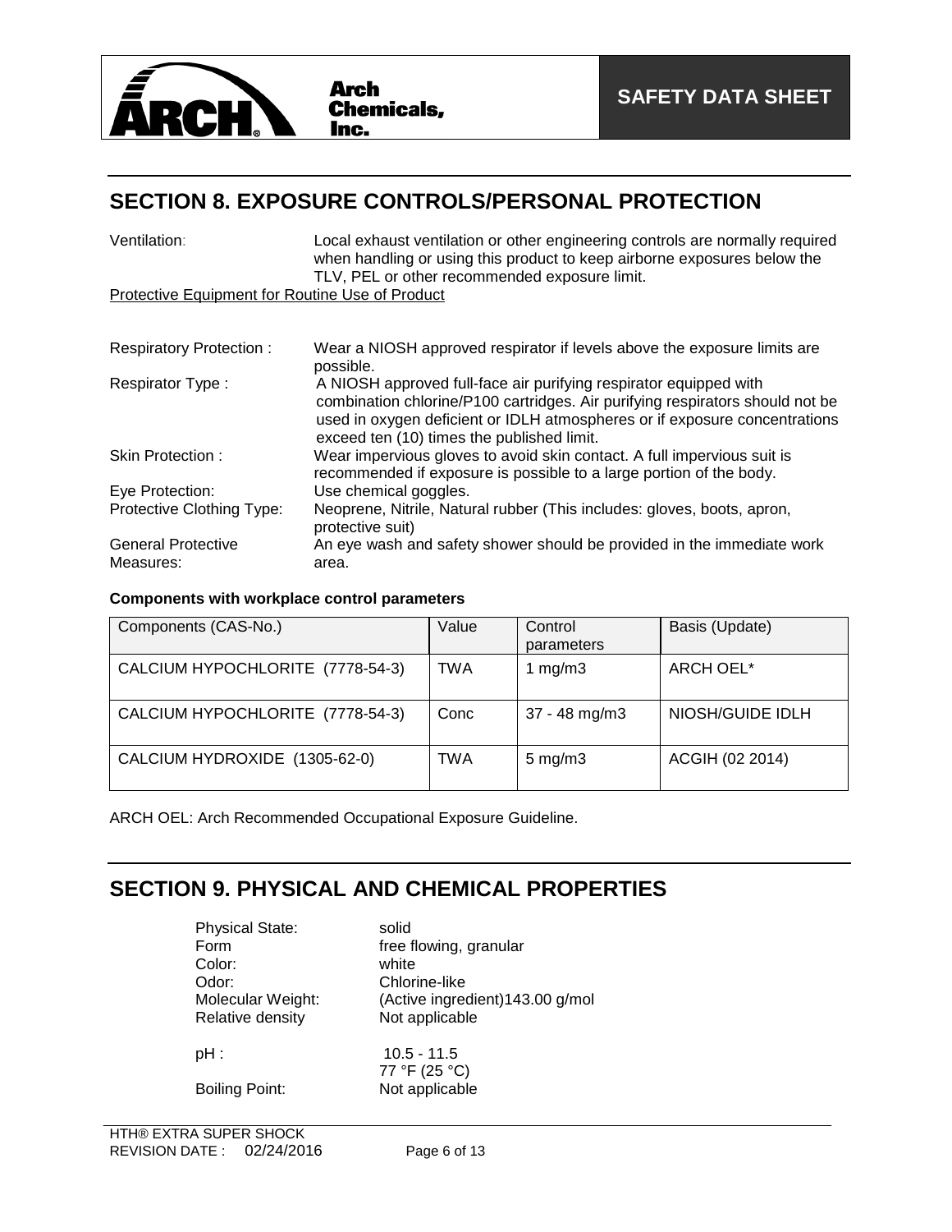## SECTION 8. EXPOSURE CONTROLS/PERSONAL PROTECTION

| | |
|---|---|
| Ventilation: | Local exhaust ventilation or other engineering controls are normally required when handling or using this product to keep airborne exposures below the TLV, PEL or other recommended exposure limit. |

Protective Equipment for Routine Use of Product

| | |
|---|---|
| Respiratory Protection : | Wear a NIOSH approved respirator if levels above the exposure limits are possible. |
| Respirator Type : | A NIOSH approved full-face air purifying respirator equipped with combination chlorine/P100 cartridges. Air purifying respirators should not be used in oxygen deficient or IDLH atmospheres or if exposure concentrations exceed ten (10) times the published limit. |
| Skin Protection : | Wear impervious gloves to avoid skin contact. A full impervious suit is recommended if exposure is possible to a large portion of the body. |
| Eye Protection: | Use chemical goggles. |
| Protective Clothing Type: | Neoprene, Nitrile, Natural rubber (This includes: gloves, boots, apron, protective suit) |
| General Protective Measures: | An eye wash and safety shower should be provided in the immediate work area. |

**Components with workplace control parameters**

| Components (CAS-No.) | Value | Control parameters | Basis (Update) |
|---|---|---|---|
| CALCIUM HYPOCHLORITE (7778-54-3) | TWA | 1 mg/m3 | ARCH OEL* |
| CALCIUM HYPOCHLORITE (7778-54-3) | Conc | 37 - 48 mg/m3 | NIOSH/GUIDE IDLH |
| CALCIUM HYDROXIDE (1305-62-0) | TWA | 5 mg/m3 | ACGIH (02 2014) |

ARCH OEL: Arch Recommended Occupational Exposure Guideline.

## SECTION 9. PHYSICAL AND CHEMICAL PROPERTIES

| | |
|---|---|
| Physical State: | solid |
| Form | free flowing, granular |
| Color: | white |
| Odor: | Chlorine-like |
| Molecular Weight: | (Active ingredient)143.00 g/mol |
| Relative density | Not applicable |
| pH : | 10.5 - 11.5<br>77 °F (25 °C) |
| Boiling Point: | Not applicable |

HTH® EXTRA SUPER SHOCK
REVISION DATE : 02/24/2016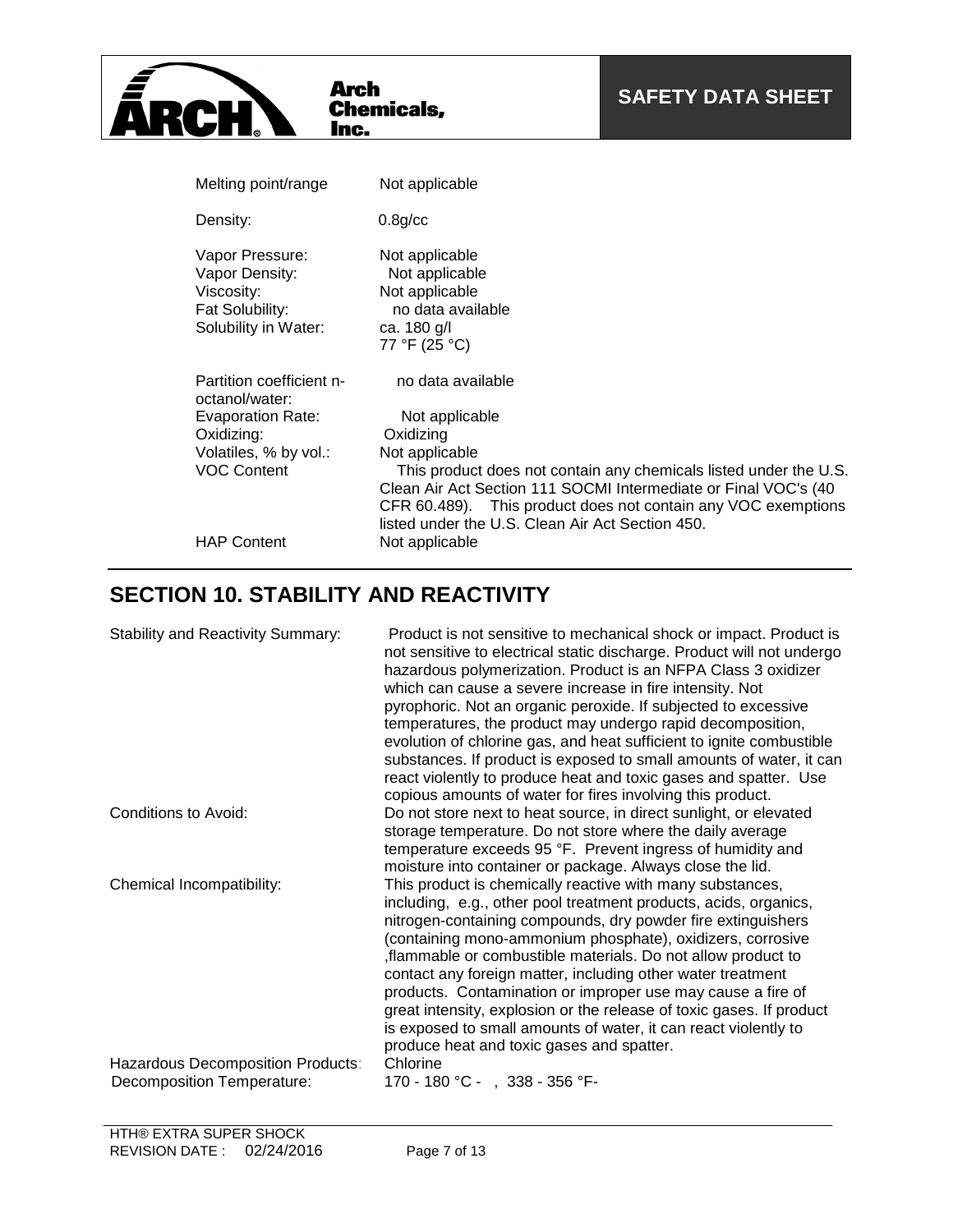| | |
|---|---|
| Melting point/range | Not applicable |
| Density: | 0.8g/cc |
| Vapor Pressure: | Not applicable |
| Vapor Density: | Not applicable |
| Viscosity: | Not applicable |
| Fat Solubility: | no data available |
| Solubility in Water: | ca. 180 g/l<br>77 °F (25 °C) |
| Partition coefficient n-octanol/water: | no data available |
| Evaporation Rate: | Not applicable |
| Oxidizing: | Oxidizing |
| Volatiles, % by vol.: | Not applicable |
| VOC Content | This product does not contain any chemicals listed under the U.S. Clean Air Act Section 111 SOCMI Intermediate or Final VOC's (40 CFR 60.489). This product does not contain any VOC exemptions listed under the U.S. Clean Air Act Section 450. |
| HAP Content | Not applicable |

## SECTION 10. STABILITY AND REACTIVITY

| | |
|---|---|
| Stability and Reactivity Summary: | Product is not sensitive to mechanical shock or impact. Product is not sensitive to electrical static discharge. Product will not undergo hazardous polymerization. Product is an NFPA Class 3 oxidizer which can cause a severe increase in fire intensity. Not pyrophoric. Not an organic peroxide. If subjected to excessive temperatures, the product may undergo rapid decomposition, evolution of chlorine gas, and heat sufficient to ignite combustible substances. If product is exposed to small amounts of water, it can react violently to produce heat and toxic gases and spatter. Use copious amounts of water for fires involving this product. |
| Conditions to Avoid: | Do not store next to heat source, in direct sunlight, or elevated storage temperature. Do not store where the daily average temperature exceeds 95 °F. Prevent ingress of humidity and moisture into container or package. Always close the lid. |
| Chemical Incompatibility: | This product is chemically reactive with many substances, including, e.g., other pool treatment products, acids, organics, nitrogen-containing compounds, dry powder fire extinguishers (containing mono-ammonium phosphate), oxidizers, corrosive ,flammable or combustible materials. Do not allow product to contact any foreign matter, including other water treatment products. Contamination or improper use may cause a fire of great intensity, explosion or the release of toxic gases. If product is exposed to small amounts of water, it can react violently to produce heat and toxic gases and spatter. |
| Hazardous Decomposition Products: | Chlorine |
| Decomposition Temperature: | 170 - 180 °C - , 338 - 356 °F- |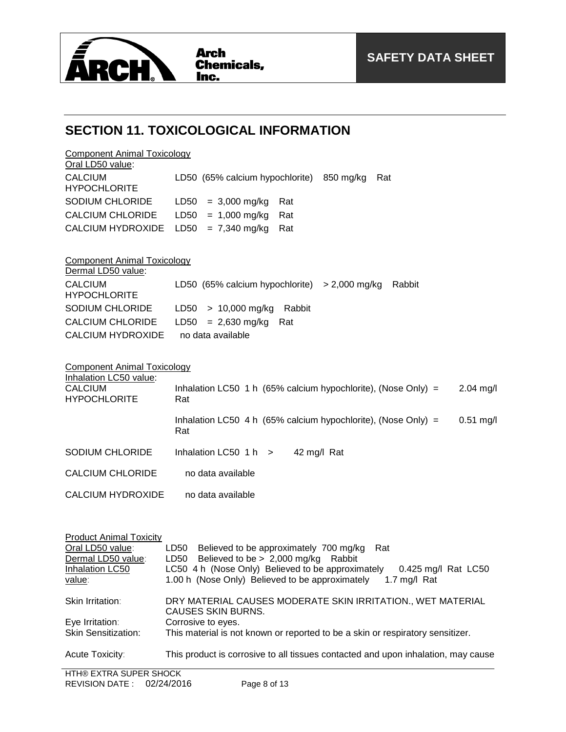## SECTION 11. TOXICOLOGICAL INFORMATION

Component Animal Toxicology
Oral LD50 value:

| | |
|---|---|
| CALCIUM HYPOCHLORITE | LD50 (65% calcium hypochlorite) 850 mg/kg Rat |
| SODIUM CHLORIDE | LD50 = 3,000 mg/kg Rat |
| CALCIUM CHLORIDE | LD50 = 1,000 mg/kg Rat |
| CALCIUM HYDROXIDE | LD50 = 7,340 mg/kg Rat |

Component Animal Toxicology
Dermal LD50 value:

| | |
|---|---|
| CALCIUM HYPOCHLORITE | LD50 (65% calcium hypochlorite) > 2,000 mg/kg Rabbit |
| SODIUM CHLORIDE | LD50 > 10,000 mg/kg Rabbit |
| CALCIUM CHLORIDE | LD50 = 2,630 mg/kg Rat |
| CALCIUM HYDROXIDE | no data available |

Component Animal Toxicology
Inhalation LC50 value:

| | |
|---|---|
| CALCIUM HYPOCHLORITE | Inhalation LC50 1 h (65% calcium hypochlorite), (Nose Only) = 2.04 mg/l Rat |
| | Inhalation LC50 4 h (65% calcium hypochlorite), (Nose Only) = 0.51 mg/l Rat |
| SODIUM CHLORIDE | Inhalation LC50 1 h > 42 mg/l Rat |
| CALCIUM CHLORIDE | no data available |
| CALCIUM HYDROXIDE | no data available |

Product Animal Toxicity

| | |
|---|---|
| Oral LD50 value: | LD50 Believed to be approximately 700 mg/kg Rat |
| Dermal LD50 value: | LD50 Believed to be > 2,000 mg/kg Rabbit |
| Inhalation LC50 value: | LC50 4 h (Nose Only) Believed to be approximately 0.425 mg/l Rat LC50 1.00 h (Nose Only) Believed to be approximately 1.7 mg/l Rat |
| Skin Irritation: | DRY MATERIAL CAUSES MODERATE SKIN IRRITATION., WET MATERIAL CAUSES SKIN BURNS. |
| Eye Irritation: | Corrosive to eyes. |
| Skin Sensitization: | This material is not known or reported to be a skin or respiratory sensitizer. |
| Acute Toxicity: | This product is corrosive to all tissues contacted and upon inhalation, may cause |

HTH® EXTRA SUPER SHOCK
REVISION DATE : 02/24/2016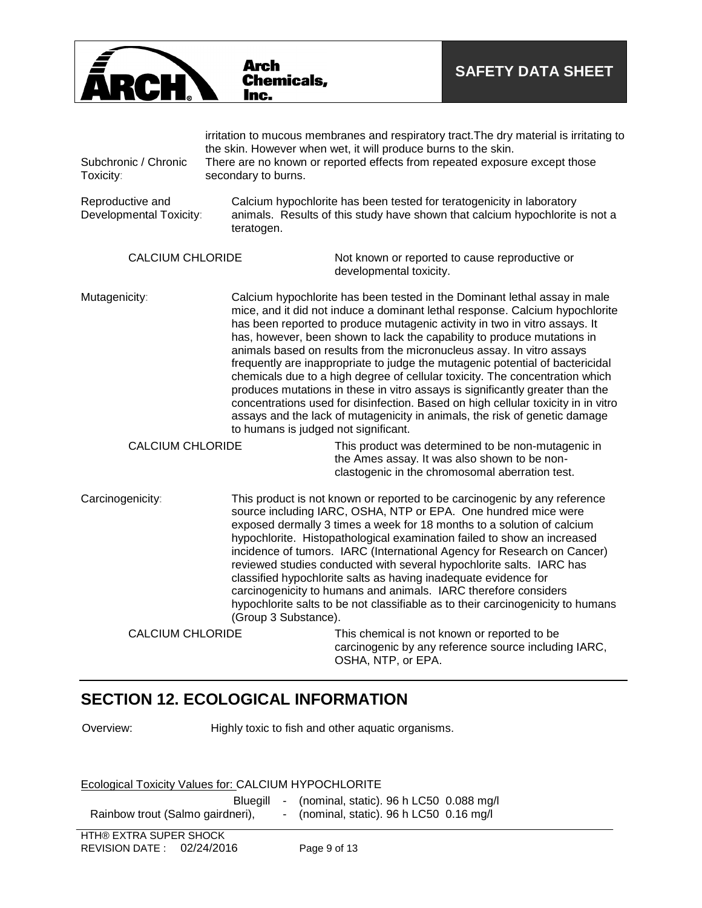irritation to mucous membranes and respiratory tract.The dry material is irritating to the skin. However when wet, it will produce burns to the skin.

Subchronic / Chronic Toxicity: There are no known or reported effects from repeated exposure except those secondary to burns.

Reproductive and Developmental Toxicity: Calcium hypochlorite has been tested for teratogenicity in laboratory animals. Results of this study have shown that calcium hypochlorite is not a teratogen.

CALCIUM CHLORIDE: Not known or reported to cause reproductive or developmental toxicity.

Mutagenicity: Calcium hypochlorite has been tested in the Dominant lethal assay in male mice, and it did not induce a dominant lethal response. Calcium hypochlorite has been reported to produce mutagenic activity in two in vitro assays. It has, however, been shown to lack the capability to produce mutations in animals based on results from the micronucleus assay. In vitro assays frequently are inappropriate to judge the mutagenic potential of bactericidal chemicals due to a high degree of cellular toxicity. The concentration which produces mutations in these in vitro assays is significantly greater than the concentrations used for disinfection. Based on high cellular toxicity in in vitro assays and the lack of mutagenicity in animals, the risk of genetic damage to humans is judged not significant.

CALCIUM CHLORIDE: This product was determined to be non-mutagenic in the Ames assay. It was also shown to be non-clastogenic in the chromosomal aberration test.

Carcinogenicity: This product is not known or reported to be carcinogenic by any reference source including IARC, OSHA, NTP or EPA. One hundred mice were exposed dermally 3 times a week for 18 months to a solution of calcium hypochlorite. Histopathological examination failed to show an increased incidence of tumors. IARC (International Agency for Research on Cancer) reviewed studies conducted with several hypochlorite salts. IARC has classified hypochlorite salts as having inadequate evidence for carcinogenicity to humans and animals. IARC therefore considers hypochlorite salts to be not classifiable as to their carcinogenicity to humans (Group 3 Substance).

CALCIUM CHLORIDE: This chemical is not known or reported to be carcinogenic by any reference source including IARC, OSHA, NTP, or EPA.

## SECTION 12. ECOLOGICAL INFORMATION

Overview: Highly toxic to fish and other aquatic organisms.

Ecological Toxicity Values for: CALCIUM HYPOCHLORITE

| | | |
|---|---|---|
| Bluegill | - | (nominal, static). 96 h LC50 0.088 mg/l |
| Rainbow trout (Salmo gairdneri), | - | (nominal, static). 96 h LC50 0.16 mg/l |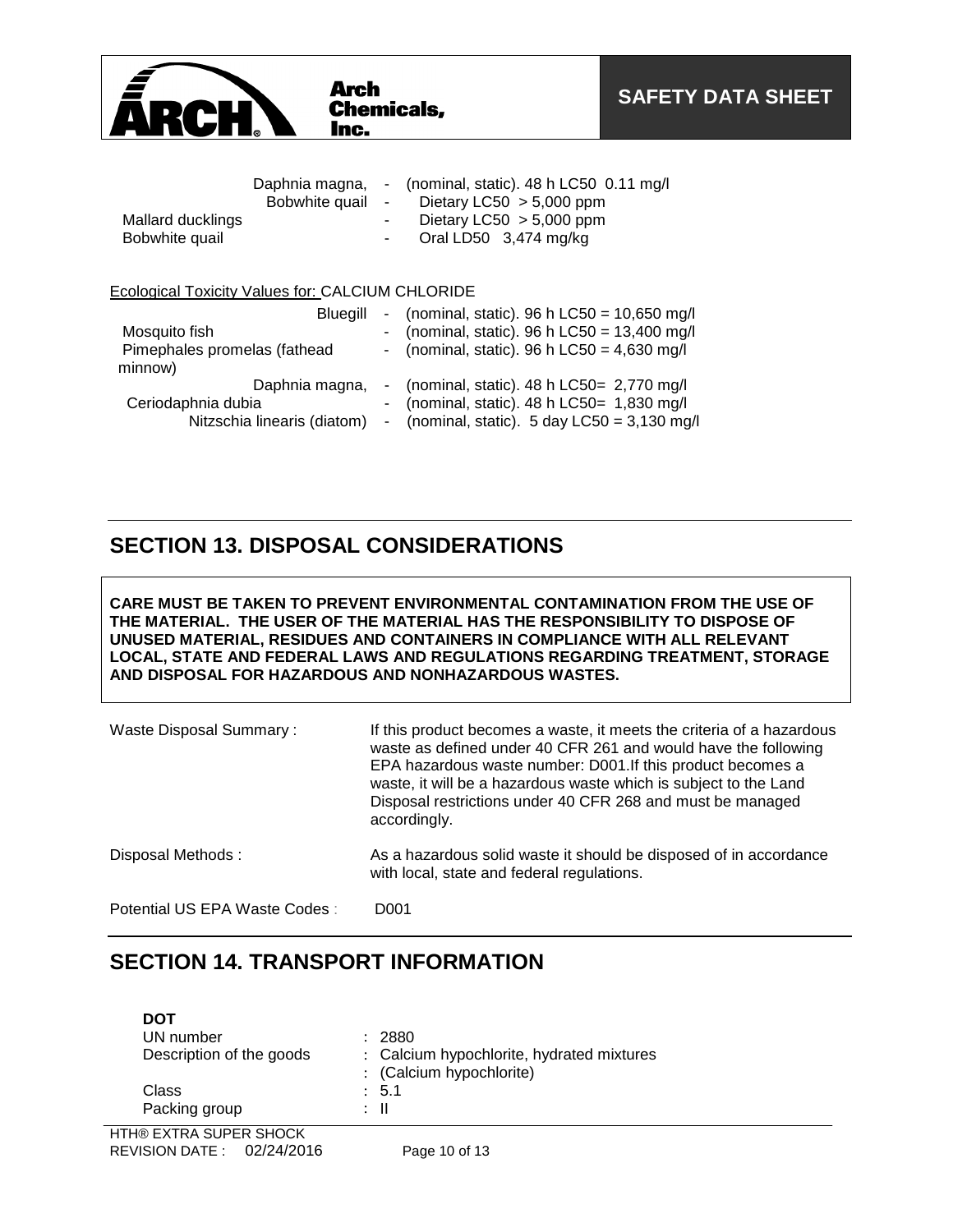| | | |
|---|---|---|
| Daphnia magna, | - | (nominal, static). 48 h LC50 0.11 mg/l |
| Bobwhite quail | - | Dietary LC50 > 5,000 ppm |
| Mallard ducklings | - | Dietary LC50 > 5,000 ppm |
| Bobwhite quail | - | Oral LD50 3,474 mg/kg |

Ecological Toxicity Values for: CALCIUM CHLORIDE

| | | |
|---|---|---|
| Bluegill | - | (nominal, static). 96 h LC50 = 10,650 mg/l |
| Mosquito fish | - | (nominal, static). 96 h LC50 = 13,400 mg/l |
| Pimephales promelas (fathead minnow) | - | (nominal, static). 96 h LC50 = 4,630 mg/l |
| Daphnia magna, | - | (nominal, static). 48 h LC50= 2,770 mg/l |
| Ceriodaphnia dubia | - | (nominal, static). 48 h LC50= 1,830 mg/l |
| Nitzschia linearis (diatom) | - | (nominal, static). 5 day LC50 = 3,130 mg/l |

## SECTION 13. DISPOSAL CONSIDERATIONS

**CARE MUST BE TAKEN TO PREVENT ENVIRONMENTAL CONTAMINATION FROM THE USE OF THE MATERIAL. THE USER OF THE MATERIAL HAS THE RESPONSIBILITY TO DISPOSE OF UNUSED MATERIAL, RESIDUES AND CONTAINERS IN COMPLIANCE WITH ALL RELEVANT LOCAL, STATE AND FEDERAL LAWS AND REGULATIONS REGARDING TREATMENT, STORAGE AND DISPOSAL FOR HAZARDOUS AND NONHAZARDOUS WASTES.**

| | |
|---|---|
| Waste Disposal Summary : | If this product becomes a waste, it meets the criteria of a hazardous waste as defined under 40 CFR 261 and would have the following EPA hazardous waste number: D001.If this product becomes a waste, it will be a hazardous waste which is subject to the Land Disposal restrictions under 40 CFR 268 and must be managed accordingly. |
| Disposal Methods : | As a hazardous solid waste it should be disposed of in accordance with local, state and federal regulations. |
| Potential US EPA Waste Codes : | D001 |

## SECTION 14. TRANSPORT INFORMATION

**DOT**

| | |
|---|---|
| UN number | : 2880 |
| Description of the goods | : Calcium hypochlorite, hydrated mixtures<br>: (Calcium hypochlorite) |
| Class | : 5.1 |
| Packing group | : II |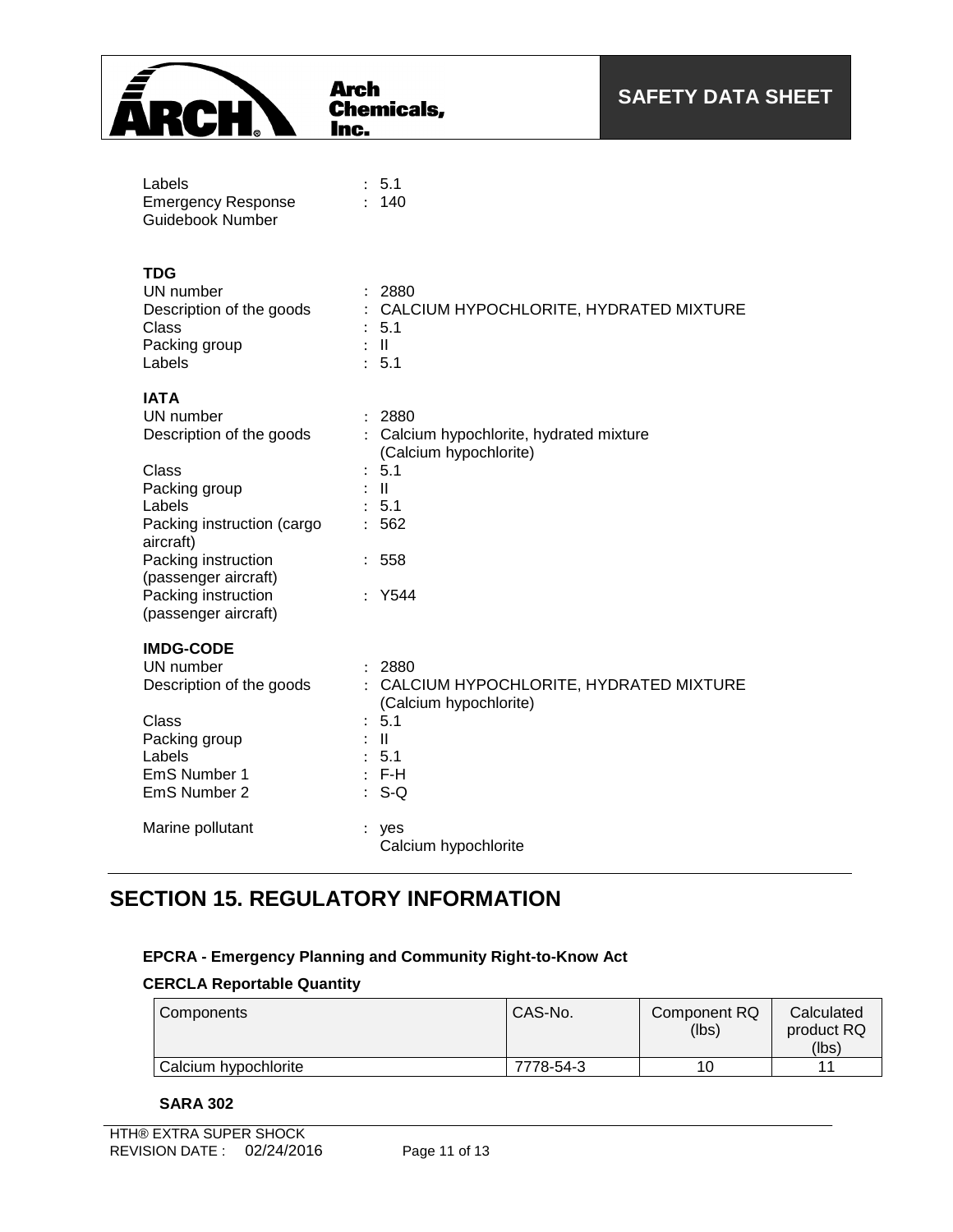Labels : 5.1
Emergency Response Guidebook Number : 140

**TDG**

UN number : 2880
Description of the goods : CALCIUM HYPOCHLORITE, HYDRATED MIXTURE
Class : 5.1
Packing group : II
Labels : 5.1

**IATA**

UN number : 2880
Description of the goods : Calcium hypochlorite, hydrated mixture (Calcium hypochlorite)
Class : 5.1
Packing group : II
Labels : 5.1
Packing instruction (cargo aircraft) : 562
Packing instruction (passenger aircraft) : 558
Packing instruction (passenger aircraft) : Y544

**IMDG-CODE**

UN number : 2880
Description of the goods : CALCIUM HYPOCHLORITE, HYDRATED MIXTURE (Calcium hypochlorite)
Class : 5.1
Packing group : II
Labels : 5.1
EmS Number 1 : F-H
EmS Number 2 : S-Q

Marine pollutant : yes
Calcium hypochlorite

## SECTION 15. REGULATORY INFORMATION

**EPCRA - Emergency Planning and Community Right-to-Know Act**

**CERCLA Reportable Quantity**

| Components | CAS-No. | Component RQ (lbs) | Calculated product RQ (lbs) |
|---|---|---|---|
| Calcium hypochlorite | 7778-54-3 | 10 | 11 |

**SARA 302**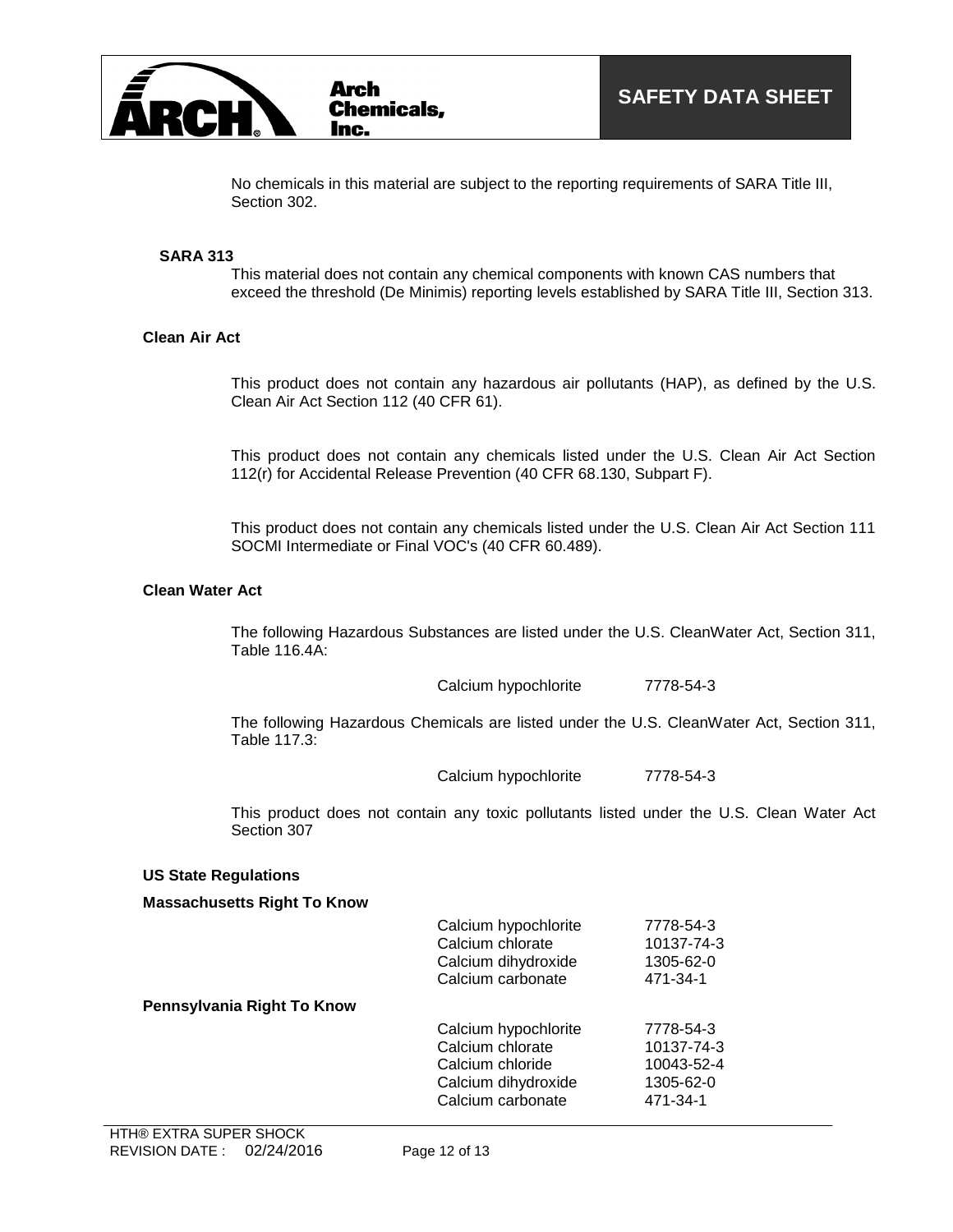No chemicals in this material are subject to the reporting requirements of SARA Title III, Section 302.

**SARA 313**

This material does not contain any chemical components with known CAS numbers that exceed the threshold (De Minimis) reporting levels established by SARA Title III, Section 313.

**Clean Air Act**

This product does not contain any hazardous air pollutants (HAP), as defined by the U.S. Clean Air Act Section 112 (40 CFR 61).

This product does not contain any chemicals listed under the U.S. Clean Air Act Section 112(r) for Accidental Release Prevention (40 CFR 68.130, Subpart F).

This product does not contain any chemicals listed under the U.S. Clean Air Act Section 111 SOCMI Intermediate or Final VOC's (40 CFR 60.489).

**Clean Water Act**

The following Hazardous Substances are listed under the U.S. CleanWater Act, Section 311, Table 116.4A:

| | |
|---|---|
| Calcium hypochlorite | 7778-54-3 |

The following Hazardous Chemicals are listed under the U.S. CleanWater Act, Section 311, Table 117.3:

| | |
|---|---|
| Calcium hypochlorite | 7778-54-3 |

This product does not contain any toxic pollutants listed under the U.S. Clean Water Act Section 307

**US State Regulations**

**Massachusetts Right To Know**

| | |
|---|---|
| Calcium hypochlorite | 7778-54-3 |
| Calcium chlorate | 10137-74-3 |
| Calcium dihydroxide | 1305-62-0 |
| Calcium carbonate | 471-34-1 |

**Pennsylvania Right To Know**

| | |
|---|---|
| Calcium hypochlorite | 7778-54-3 |
| Calcium chlorate | 10137-74-3 |
| Calcium chloride | 10043-52-4 |
| Calcium dihydroxide | 1305-62-0 |
| Calcium carbonate | 471-34-1 |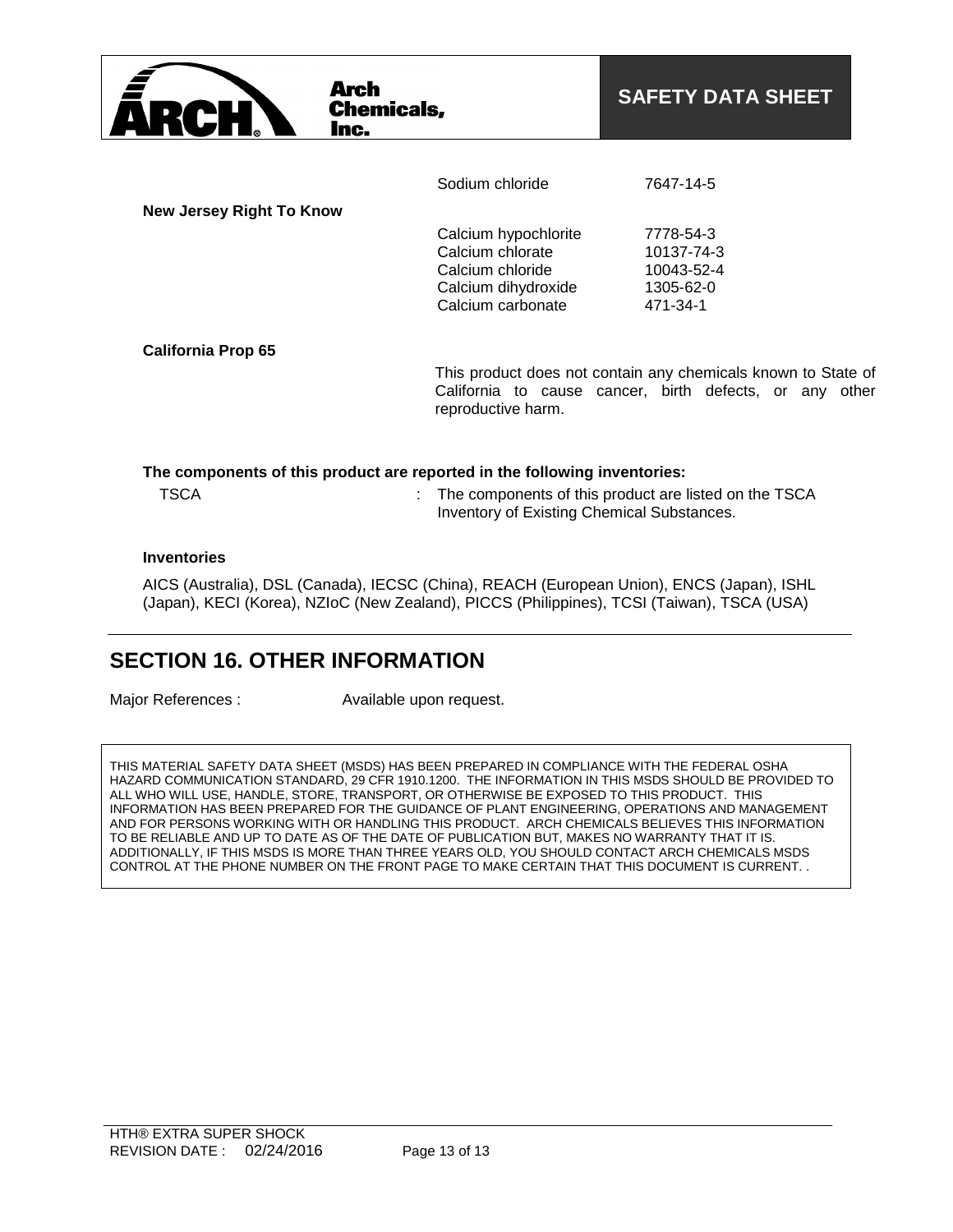| | | |
|---|---|---|
| | Sodium chloride | 7647-14-5 |
| **New Jersey Right To Know** | | |
| | Calcium hypochlorite | 7778-54-3 |
| | Calcium chlorate | 10137-74-3 |
| | Calcium chloride | 10043-52-4 |
| | Calcium dihydroxide | 1305-62-0 |
| | Calcium carbonate | 471-34-1 |

**California Prop 65**

This product does not contain any chemicals known to State of California to cause cancer, birth defects, or any other reproductive harm.

**The components of this product are reported in the following inventories:**

TSCA : The components of this product are listed on the TSCA Inventory of Existing Chemical Substances.

**Inventories**

AICS (Australia), DSL (Canada), IECSC (China), REACH (European Union), ENCS (Japan), ISHL (Japan), KECI (Korea), NZIoC (New Zealand), PICCS (Philippines), TCSI (Taiwan), TSCA (USA)

## SECTION 16. OTHER INFORMATION

Major References : Available upon request.

THIS MATERIAL SAFETY DATA SHEET (MSDS) HAS BEEN PREPARED IN COMPLIANCE WITH THE FEDERAL OSHA HAZARD COMMUNICATION STANDARD, 29 CFR 1910.1200. THE INFORMATION IN THIS MSDS SHOULD BE PROVIDED TO ALL WHO WILL USE, HANDLE, STORE, TRANSPORT, OR OTHERWISE BE EXPOSED TO THIS PRODUCT. THIS INFORMATION HAS BEEN PREPARED FOR THE GUIDANCE OF PLANT ENGINEERING, OPERATIONS AND MANAGEMENT AND FOR PERSONS WORKING WITH OR HANDLING THIS PRODUCT. ARCH CHEMICALS BELIEVES THIS INFORMATION TO BE RELIABLE AND UP TO DATE AS OF THE DATE OF PUBLICATION BUT, MAKES NO WARRANTY THAT IT IS. ADDITIONALLY, IF THIS MSDS IS MORE THAN THREE YEARS OLD, YOU SHOULD CONTACT ARCH CHEMICALS MSDS CONTROL AT THE PHONE NUMBER ON THE FRONT PAGE TO MAKE CERTAIN THAT THIS DOCUMENT IS CURRENT. .